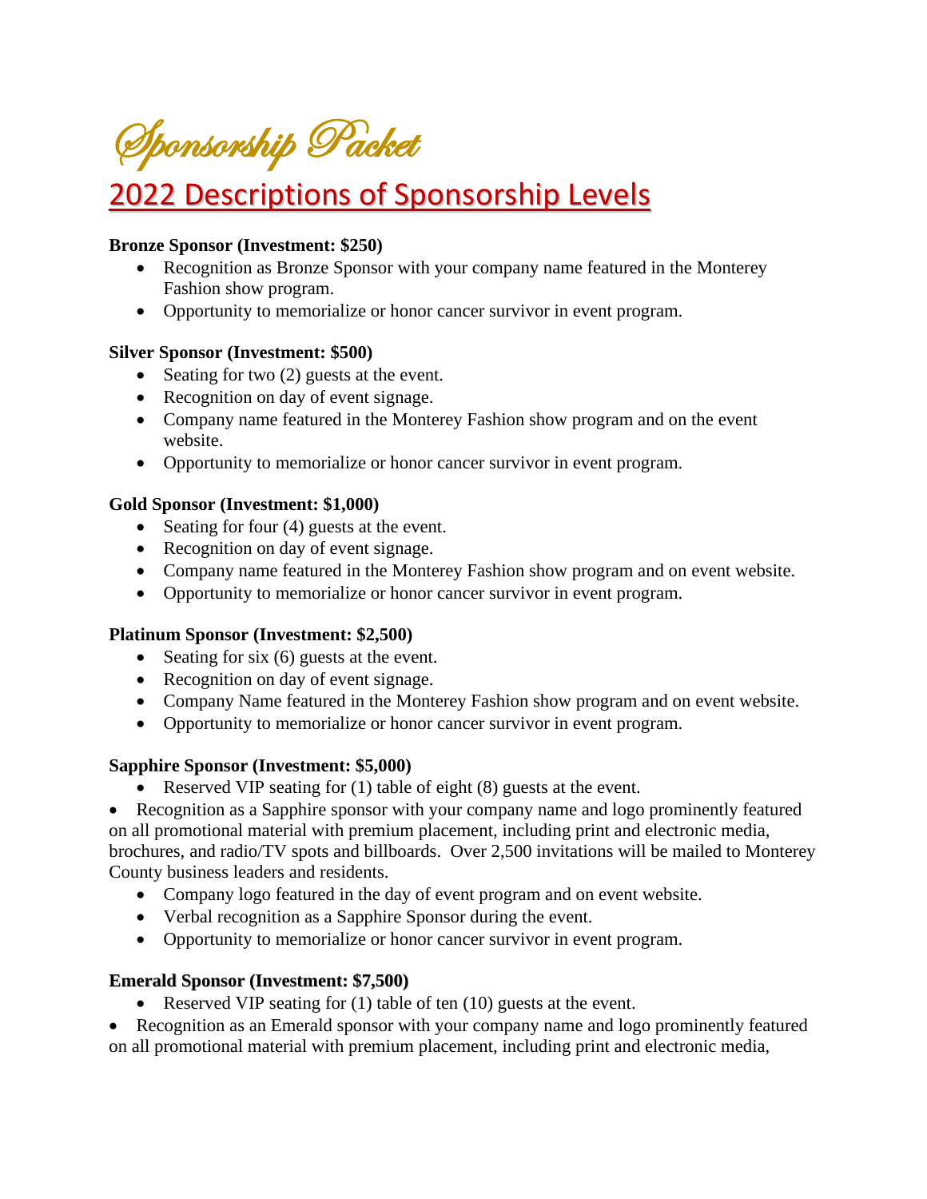# Sponsorship Packet

## 2022 Descriptions of Sponsorship Levels

**Bronze Sponsor (Investment: $250)**

- Recognition as Bronze Sponsor with your company name featured in the Monterey Fashion show program.
- Opportunity to memorialize or honor cancer survivor in event program.

**Silver Sponsor (Investment: $500)**

- Seating for two (2) guests at the event.
- Recognition on day of event signage.
- Company name featured in the Monterey Fashion show program and on the event website.
- Opportunity to memorialize or honor cancer survivor in event program.

**Gold Sponsor (Investment: $1,000)**

- Seating for four (4) guests at the event.
- Recognition on day of event signage.
- Company name featured in the Monterey Fashion show program and on event website.
- Opportunity to memorialize or honor cancer survivor in event program.

**Platinum Sponsor (Investment: $2,500)**

- Seating for six (6) guests at the event.
- Recognition on day of event signage.
- Company Name featured in the Monterey Fashion show program and on event website.
- Opportunity to memorialize or honor cancer survivor in event program.

**Sapphire Sponsor (Investment: $5,000)**

- Reserved VIP seating for (1) table of eight (8) guests at the event.
- Recognition as a Sapphire sponsor with your company name and logo prominently featured on all promotional material with premium placement, including print and electronic media, brochures, and radio/TV spots and billboards. Over 2,500 invitations will be mailed to Monterey County business leaders and residents.
- Company logo featured in the day of event program and on event website.
- Verbal recognition as a Sapphire Sponsor during the event.
- Opportunity to memorialize or honor cancer survivor in event program.

**Emerald Sponsor (Investment: $7,500)**

- Reserved VIP seating for (1) table of ten (10) guests at the event.
- Recognition as an Emerald sponsor with your company name and logo prominently featured on all promotional material with premium placement, including print and electronic media,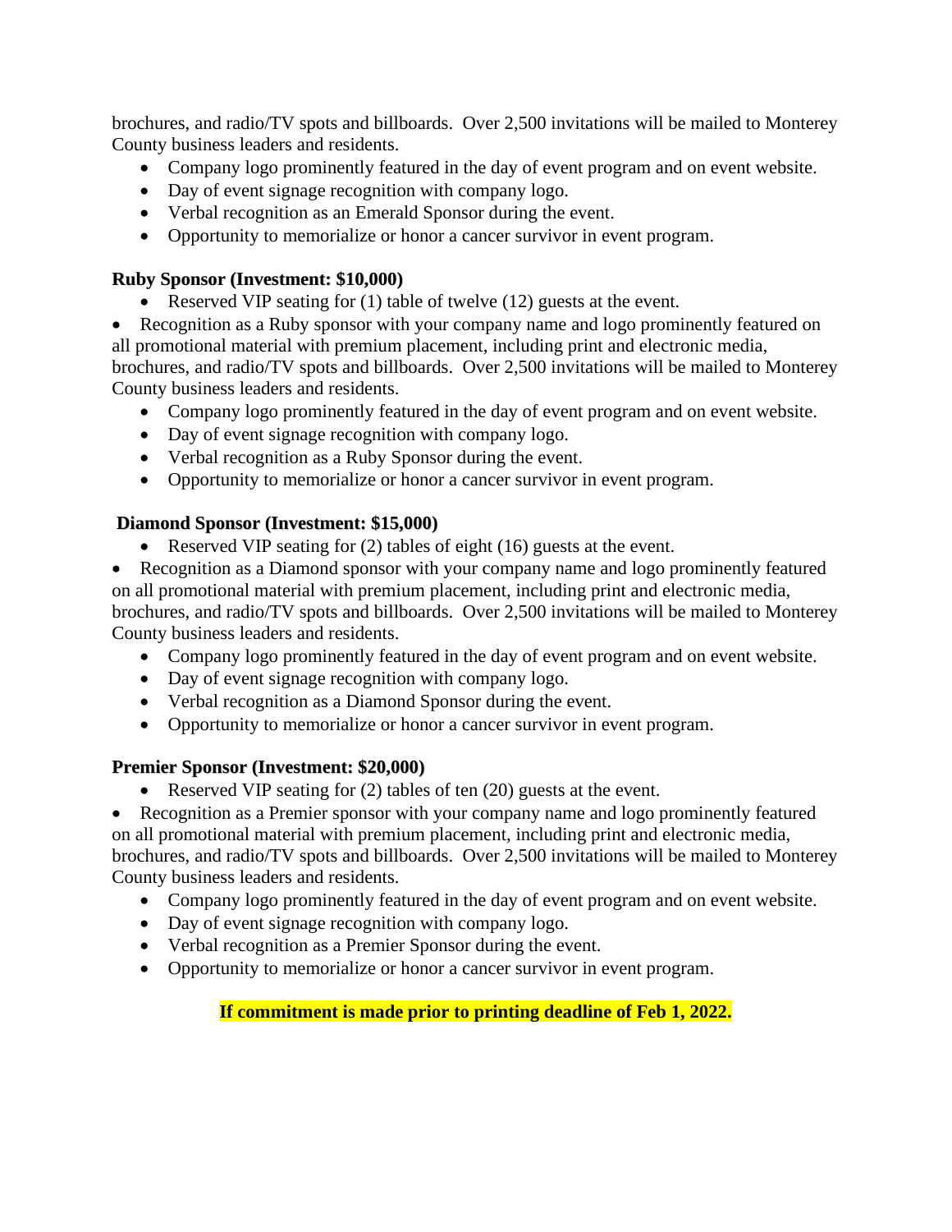brochures, and radio/TV spots and billboards. Over 2,500 invitations will be mailed to Monterey County business leaders and residents.

- Company logo prominently featured in the day of event program and on event website.
- Day of event signage recognition with company logo.
- Verbal recognition as an Emerald Sponsor during the event.
- Opportunity to memorialize or honor a cancer survivor in event program.

**Ruby Sponsor (Investment: $10,000)**

- Reserved VIP seating for (1) table of twelve (12) guests at the event.
- Recognition as a Ruby sponsor with your company name and logo prominently featured on all promotional material with premium placement, including print and electronic media, brochures, and radio/TV spots and billboards. Over 2,500 invitations will be mailed to Monterey County business leaders and residents.
- Company logo prominently featured in the day of event program and on event website.
- Day of event signage recognition with company logo.
- Verbal recognition as a Ruby Sponsor during the event.
- Opportunity to memorialize or honor a cancer survivor in event program.

**Diamond Sponsor (Investment: $15,000)**

- Reserved VIP seating for (2) tables of eight (16) guests at the event.
- Recognition as a Diamond sponsor with your company name and logo prominently featured on all promotional material with premium placement, including print and electronic media, brochures, and radio/TV spots and billboards. Over 2,500 invitations will be mailed to Monterey County business leaders and residents.
- Company logo prominently featured in the day of event program and on event website.
- Day of event signage recognition with company logo.
- Verbal recognition as a Diamond Sponsor during the event.
- Opportunity to memorialize or honor a cancer survivor in event program.

**Premier Sponsor (Investment: $20,000)**

- Reserved VIP seating for (2) tables of ten (20) guests at the event.
- Recognition as a Premier sponsor with your company name and logo prominently featured on all promotional material with premium placement, including print and electronic media, brochures, and radio/TV spots and billboards. Over 2,500 invitations will be mailed to Monterey County business leaders and residents.
- Company logo prominently featured in the day of event program and on event website.
- Day of event signage recognition with company logo.
- Verbal recognition as a Premier Sponsor during the event.
- Opportunity to memorialize or honor a cancer survivor in event program.

**If commitment is made prior to printing deadline of Feb 1, 2022.**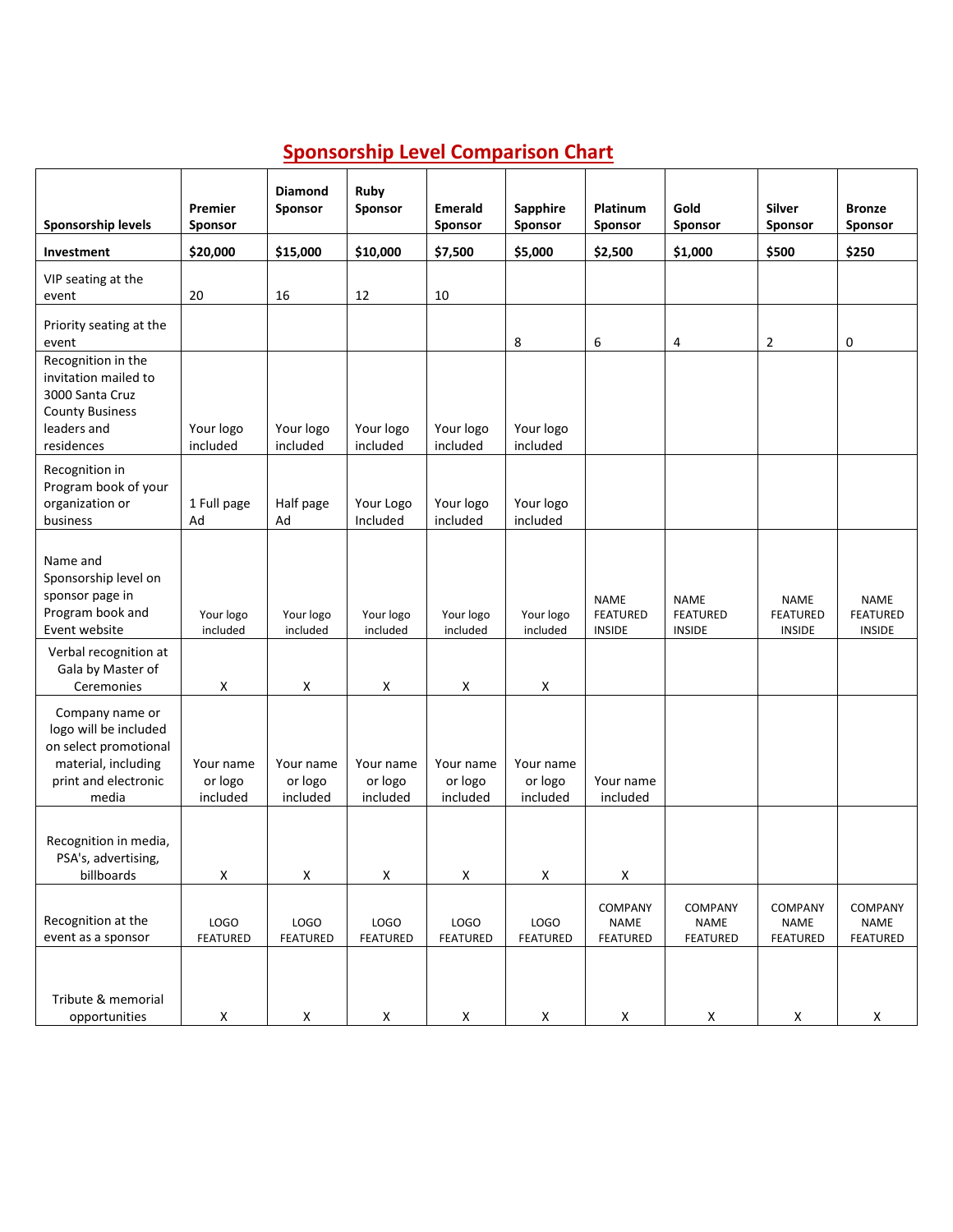# Sponsorship Level Comparison Chart

| Sponsorship levels | Premier Sponsor | Diamond Sponsor | Ruby Sponsor | Emerald Sponsor | Sapphire Sponsor | Platinum Sponsor | Gold Sponsor | Silver Sponsor | Bronze Sponsor |
|---|---|---|---|---|---|---|---|---|---|
| **Investment** | **$20,000** | **$15,000** | **$10,000** | **$7,500** | **$5,000** | **$2,500** | **$1,000** | **$500** | **$250** |
| VIP seating at the event | 20 | 16 | 12 | 10 | | | | | |
| Priority seating at the event | | | | | 8 | 6 | 4 | 2 | 0 |
| Recognition in the invitation mailed to 3000 Santa Cruz County Business leaders and residences | Your logo included | Your logo included | Your logo included | Your logo included | Your logo included | | | | |
| Recognition in Program book of your organization or business | 1 Full page Ad | Half page Ad | Your Logo Included | Your logo included | Your logo included | | | | |
| Name and Sponsorship level on sponsor page in Program book and Event website | Your logo included | Your logo included | Your logo included | Your logo included | Your logo included | NAME FEATURED INSIDE | NAME FEATURED INSIDE | NAME FEATURED INSIDE | NAME FEATURED INSIDE |
| Verbal recognition at Gala by Master of Ceremonies | X | X | X | X | X | | | | |
| Company name or logo will be included on select promotional material, including print and electronic media | Your name or logo included | Your name or logo included | Your name or logo included | Your name or logo included | Your name or logo included | Your name included | | | |
| Recognition in media, PSA's, advertising, billboards | X | X | X | X | X | X | | | |
| Recognition at the event as a sponsor | LOGO FEATURED | LOGO FEATURED | LOGO FEATURED | LOGO FEATURED | LOGO FEATURED | COMPANY NAME FEATURED | COMPANY NAME FEATURED | COMPANY NAME FEATURED | COMPANY NAME FEATURED |
| Tribute & memorial opportunities | X | X | X | X | X | X | X | X | X |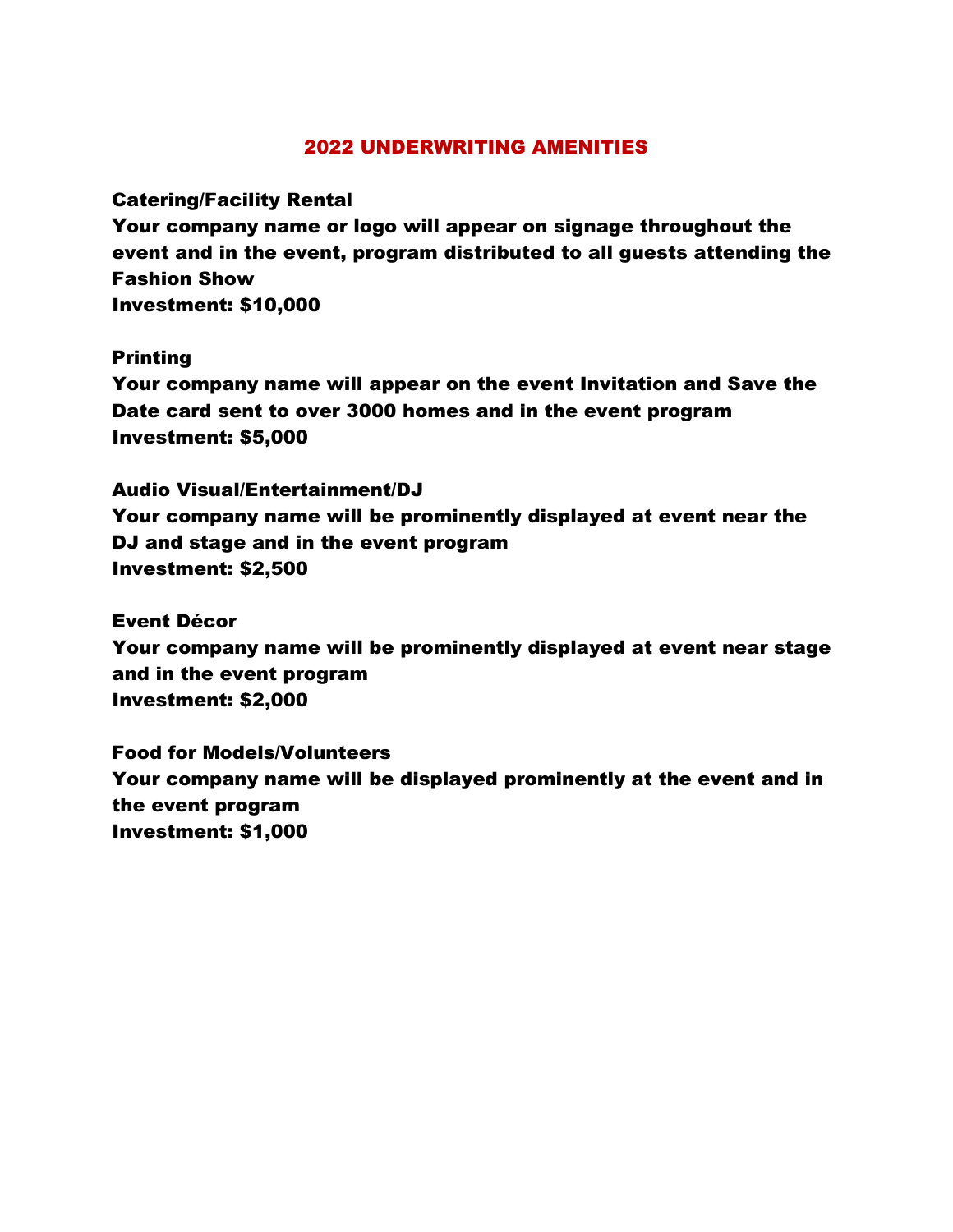## 2022 UNDERWRITING AMENITIES

**Catering/Facility Rental**
**Your company name or logo will appear on signage throughout the event and in the event, program distributed to all guests attending the Fashion Show**
**Investment: $10,000**

**Printing**
**Your company name will appear on the event Invitation and Save the Date card sent to over 3000 homes and in the event program**
**Investment: $5,000**

**Audio Visual/Entertainment/DJ**
**Your company name will be prominently displayed at event near the DJ and stage and in the event program**
**Investment: $2,500**

**Event Décor**
**Your company name will be prominently displayed at event near stage and in the event program**
**Investment: $2,000**

**Food for Models/Volunteers**
**Your company name will be displayed prominently at the event and in the event program**
**Investment: $1,000**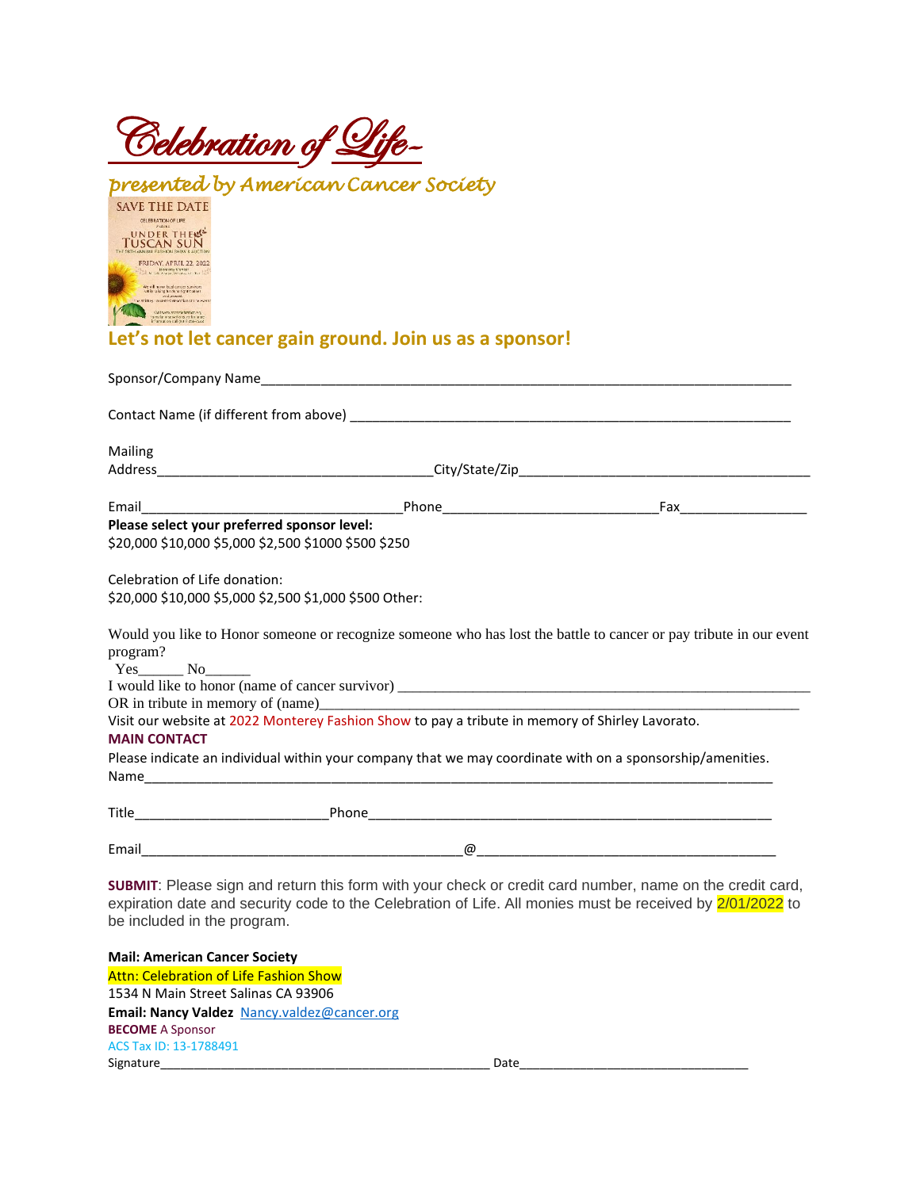# Celebration of Life–

*presented by American Cancer Society*

## Let's not let cancer gain ground. Join us as a sponsor!

Sponsor/Company Name_______________________________________________________________________

Contact Name (if different from above) ______________________________________________________

Mailing Address_____________________________________City/State/Zip_______________________________________

Email___________________________________Phone____________________________Fax_________________

**Please select your preferred sponsor level:**
$20,000 $10,000 $5,000 $2,500 $1000 $500 $250

Celebration of Life donation:
$20,000 $10,000 $5,000 $2,500 $1,000 $500 Other:

Would you like to Honor someone or recognize someone who has lost the battle to cancer or pay tribute in our event program?
Yes______ No______
I would like to honor (name of cancer survivor) _______________________________________________________
OR in tribute in memory of (name)_________________________________________________________________
Visit our website at 2022 Monterey Fashion Show to pay a tribute in memory of Shirley Lavorato.

**MAIN CONTACT**

Please indicate an individual within your company that we may coordinate with on a sponsorship/amenities.
Name___________________________________________________________________________________

Title__________________________Phone_________________________________________________________

Email___________________________________________@________________________________________

**SUBMIT**: Please sign and return this form with your check or credit card number, name on the credit card, expiration date and security code to the Celebration of Life. All monies must be received by 2/01/2022 to be included in the program.

**Mail: American Cancer Society**
Attn: Celebration of Life Fashion Show
1534 N Main Street Salinas CA 93906
**Email: Nancy Valdez** Nancy.valdez@cancer.org
**BECOME** A Sponsor
ACS Tax ID: 13-1788491
Signature________________________________________________ Date_________________________________